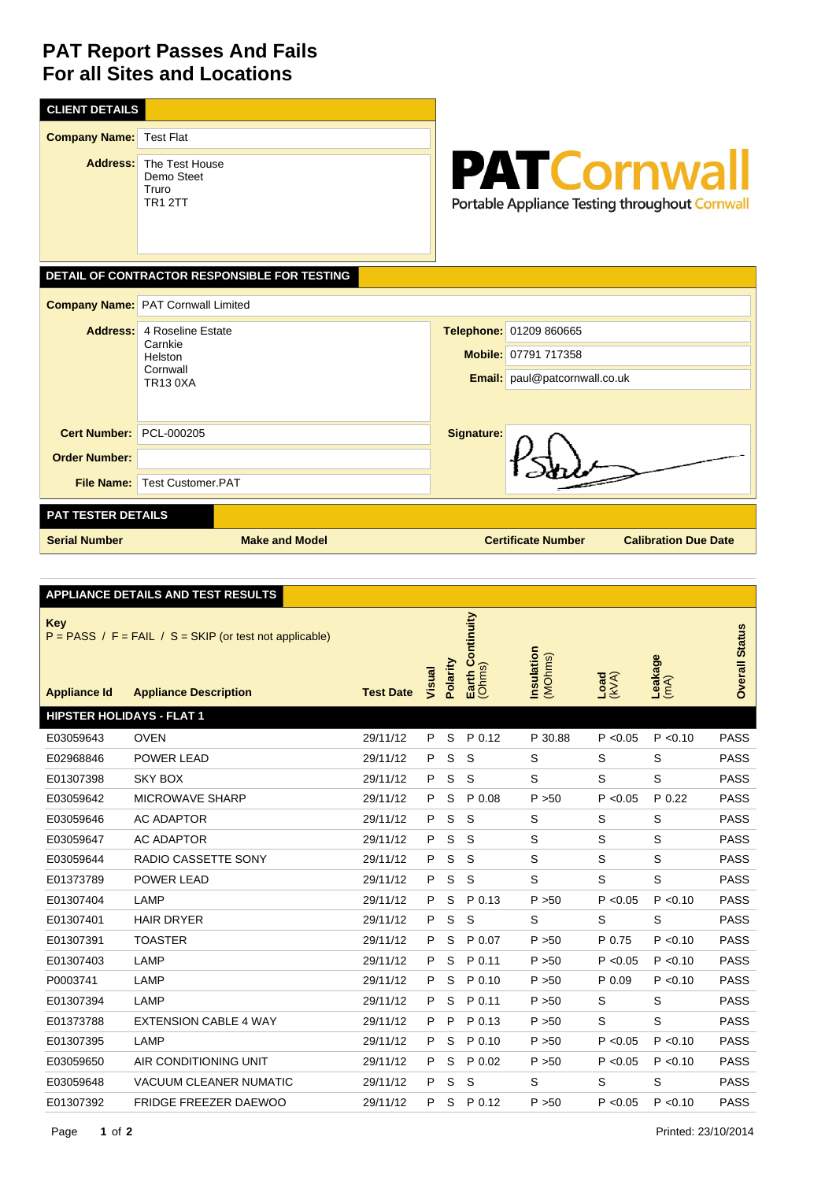# PAT Report Passes And Fails
# For all Sites and Locations

## CLIENT DETAILS

**Company Name:** Test Flat

**Address:** The Test House
Demo Steet
Truro
TR1 2TT

**PATCornwall**
Portable Appliance Testing throughout Cornwall

## DETAIL OF CONTRACTOR RESPONSIBLE FOR TESTING

**Company Name:** PAT Cornwall Limited

**Address:** 4 Roseline Estate
Carnkie
Helston
Cornwall
TR13 0XA

**Telephone:** 01209 860665

**Mobile:** 07791 717358

**Email:** paul@patcornwall.co.uk

**Cert Number:** PCL-000205

**Order Number:**

**File Name:** Test Customer.PAT

**Signature:**

## PAT TESTER DETAILS

| Serial Number | Make and Model | Certificate Number | Calibration Due Date |
|---|---|---|---|

## APPLIANCE DETAILS AND TEST RESULTS

**Key**
P = PASS / F = FAIL / S = SKIP (or test not applicable)

| Appliance Id | Appliance Description | Test Date | Visual | Polarity | Earth Continuity (Ohms) | Insulation (MOhms) | Load (kVA) | Leakage (mA) | Overall Status |
|---|---|---|---|---|---|---|---|---|---|
| **HIPSTER HOLIDAYS - FLAT 1** | | | | | | | | | |
| E03059643 | OVEN | 29/11/12 | P | S | P 0.12 | P 30.88 | P <0.05 | P <0.10 | PASS |
| E02968846 | POWER LEAD | 29/11/12 | P | S | S | S | S | S | PASS |
| E01307398 | SKY BOX | 29/11/12 | P | S | S | S | S | S | PASS |
| E03059642 | MICROWAVE SHARP | 29/11/12 | P | S | P 0.08 | P >50 | P <0.05 | P 0.22 | PASS |
| E03059646 | AC ADAPTOR | 29/11/12 | P | S | S | S | S | S | PASS |
| E03059647 | AC ADAPTOR | 29/11/12 | P | S | S | S | S | S | PASS |
| E03059644 | RADIO CASSETTE SONY | 29/11/12 | P | S | S | S | S | S | PASS |
| E01373789 | POWER LEAD | 29/11/12 | P | S | S | S | S | S | PASS |
| E01307404 | LAMP | 29/11/12 | P | S | P 0.13 | P >50 | P <0.05 | P <0.10 | PASS |
| E01307401 | HAIR DRYER | 29/11/12 | P | S | S | S | S | S | PASS |
| E01307391 | TOASTER | 29/11/12 | P | S | P 0.07 | P >50 | P 0.75 | P <0.10 | PASS |
| E01307403 | LAMP | 29/11/12 | P | S | P 0.11 | P >50 | P <0.05 | P <0.10 | PASS |
| P0003741 | LAMP | 29/11/12 | P | S | P 0.10 | P >50 | P 0.09 | P <0.10 | PASS |
| E01307394 | LAMP | 29/11/12 | P | S | P 0.11 | P >50 | S | S | PASS |
| E01373788 | EXTENSION CABLE 4 WAY | 29/11/12 | P | P | P 0.13 | P >50 | S | S | PASS |
| E01307395 | LAMP | 29/11/12 | P | S | P 0.10 | P >50 | P <0.05 | P <0.10 | PASS |
| E03059650 | AIR CONDITIONING UNIT | 29/11/12 | P | S | P 0.02 | P >50 | P <0.05 | P <0.10 | PASS |
| E03059648 | VACUUM CLEANER NUMATIC | 29/11/12 | P | S | S | S | S | S | PASS |
| E01307392 | FRIDGE FREEZER DAEWOO | 29/11/12 | P | S | P 0.12 | P >50 | P <0.05 | P <0.10 | PASS |

Printed: 23/10/2014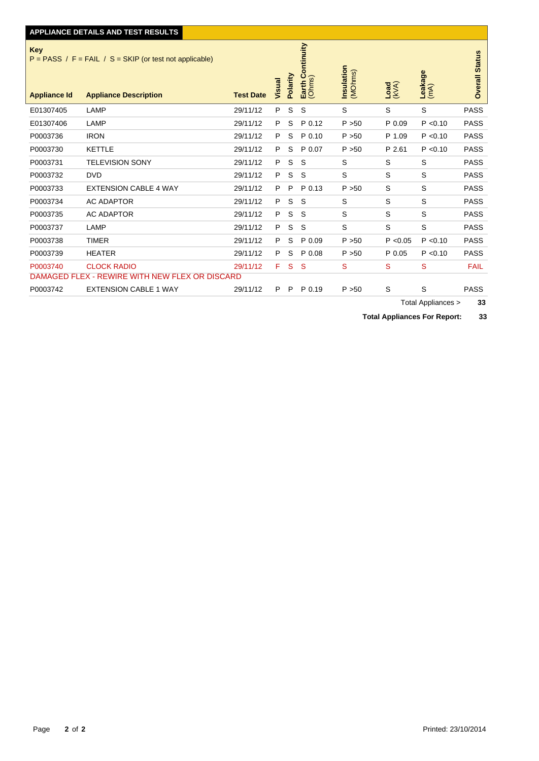## APPLIANCE DETAILS AND TEST RESULTS

**Key**
P = PASS / F = FAIL / S = SKIP (or test not applicable)

| Appliance Id | Appliance Description | Test Date | Visual | Polarity | Earth Continuity (Ohms) | Insulation (MOhms) | Load (KVA) | Leakage (mA) | Overall Status |
|---|---|---|---|---|---|---|---|---|---|
| E01307405 | LAMP | 29/11/12 | P | S | S | S | S | S | PASS |
| E01307406 | LAMP | 29/11/12 | P | S | P 0.12 | P >50 | P 0.09 | P <0.10 | PASS |
| P0003736 | IRON | 29/11/12 | P | S | P 0.10 | P >50 | P 1.09 | P <0.10 | PASS |
| P0003730 | KETTLE | 29/11/12 | P | S | P 0.07 | P >50 | P 2.61 | P <0.10 | PASS |
| P0003731 | TELEVISION SONY | 29/11/12 | P | S | S | S | S | S | PASS |
| P0003732 | DVD | 29/11/12 | P | S | S | S | S | S | PASS |
| P0003733 | EXTENSION CABLE 4 WAY | 29/11/12 | P | P | P 0.13 | P >50 | S | S | PASS |
| P0003734 | AC ADAPTOR | 29/11/12 | P | S | S | S | S | S | PASS |
| P0003735 | AC ADAPTOR | 29/11/12 | P | S | S | S | S | S | PASS |
| P0003737 | LAMP | 29/11/12 | P | S | S | S | S | S | PASS |
| P0003738 | TIMER | 29/11/12 | P | S | P 0.09 | P >50 | P <0.05 | P <0.10 | PASS |
| P0003739 | HEATER | 29/11/12 | P | S | P 0.08 | P >50 | P 0.05 | P <0.10 | PASS |
| P0003740 | CLOCK RADIO | 29/11/12 | F | S | S | S | S | S | FAIL |
| DAMAGED FLEX - REWIRE WITH NEW FLEX OR DISCARD | | | | | | | | | |
| P0003742 | EXTENSION CABLE 1 WAY | 29/11/12 | P | P | P 0.19 | P >50 | S | S | PASS |

Total Appliances > **33**

**Total Appliances For Report: 33**

Printed: 23/10/2014